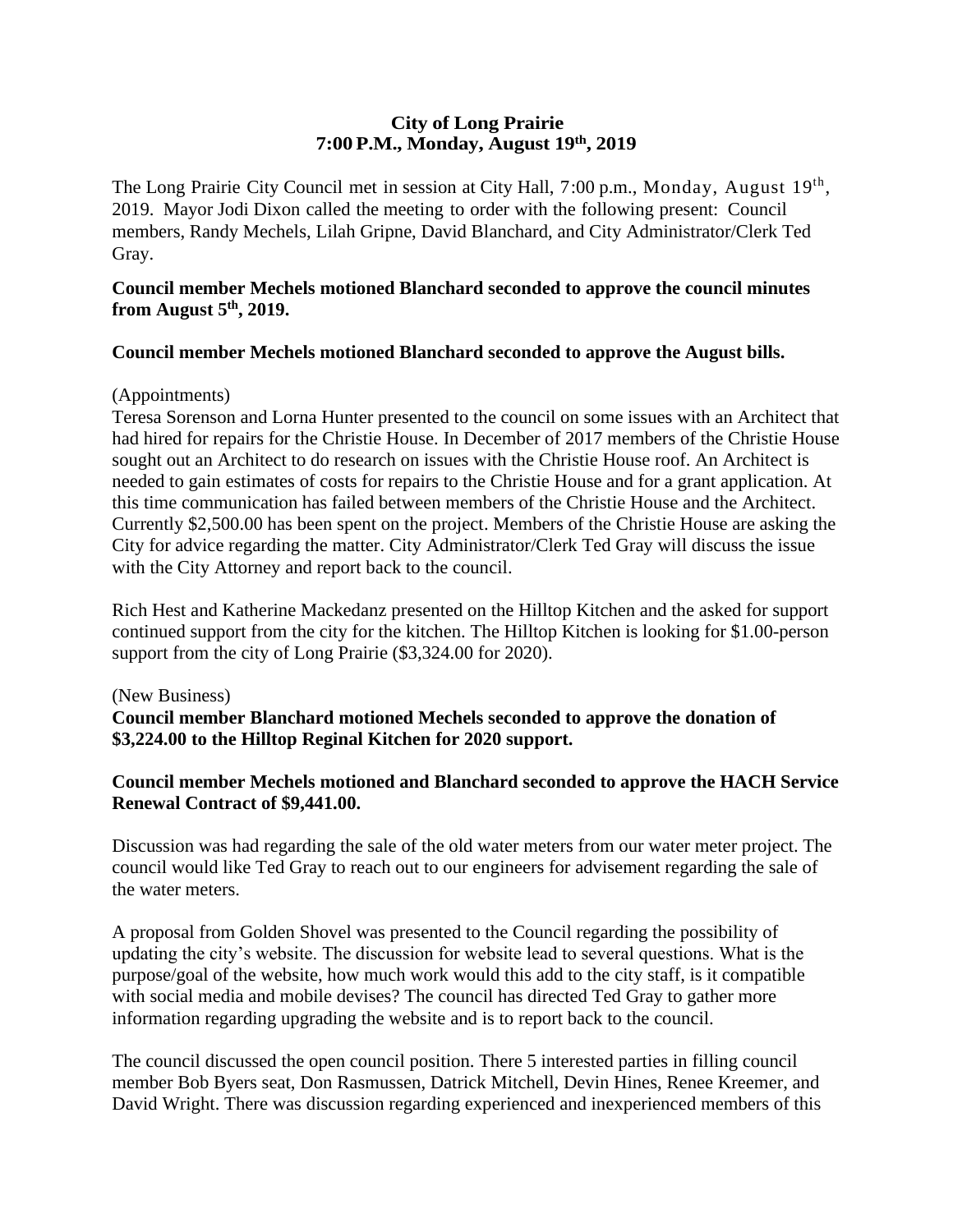# City of Long Prairie
## 7:00 P.M., Monday, August 19th, 2019

The Long Prairie City Council met in session at City Hall, 7:00 p.m., Monday, August 19th, 2019. Mayor Jodi Dixon called the meeting to order with the following present: Council members, Randy Mechels, Lilah Gripne, David Blanchard, and City Administrator/Clerk Ted Gray.

**Council member Mechels motioned Blanchard seconded to approve the council minutes from August 5th, 2019.**

**Council member Mechels motioned Blanchard seconded to approve the August bills.**

(Appointments)
Teresa Sorenson and Lorna Hunter presented to the council on some issues with an Architect that had hired for repairs for the Christie House. In December of 2017 members of the Christie House sought out an Architect to do research on issues with the Christie House roof. An Architect is needed to gain estimates of costs for repairs to the Christie House and for a grant application. At this time communication has failed between members of the Christie House and the Architect. Currently $2,500.00 has been spent on the project. Members of the Christie House are asking the City for advice regarding the matter. City Administrator/Clerk Ted Gray will discuss the issue with the City Attorney and report back to the council.

Rich Hest and Katherine Mackedanz presented on the Hilltop Kitchen and the asked for support continued support from the city for the kitchen. The Hilltop Kitchen is looking for $1.00-person support from the city of Long Prairie ($3,324.00 for 2020).

(New Business)
**Council member Blanchard motioned Mechels seconded to approve the donation of $3,224.00 to the Hilltop Reginal Kitchen for 2020 support.**

**Council member Mechels motioned and Blanchard seconded to approve the HACH Service Renewal Contract of $9,441.00.**

Discussion was had regarding the sale of the old water meters from our water meter project. The council would like Ted Gray to reach out to our engineers for advisement regarding the sale of the water meters.

A proposal from Golden Shovel was presented to the Council regarding the possibility of updating the city's website. The discussion for website lead to several questions. What is the purpose/goal of the website, how much work would this add to the city staff, is it compatible with social media and mobile devises? The council has directed Ted Gray to gather more information regarding upgrading the website and is to report back to the council.

The council discussed the open council position. There 5 interested parties in filling council member Bob Byers seat, Don Rasmussen, Datrick Mitchell, Devin Hines, Renee Kreemer, and David Wright. There was discussion regarding experienced and inexperienced members of this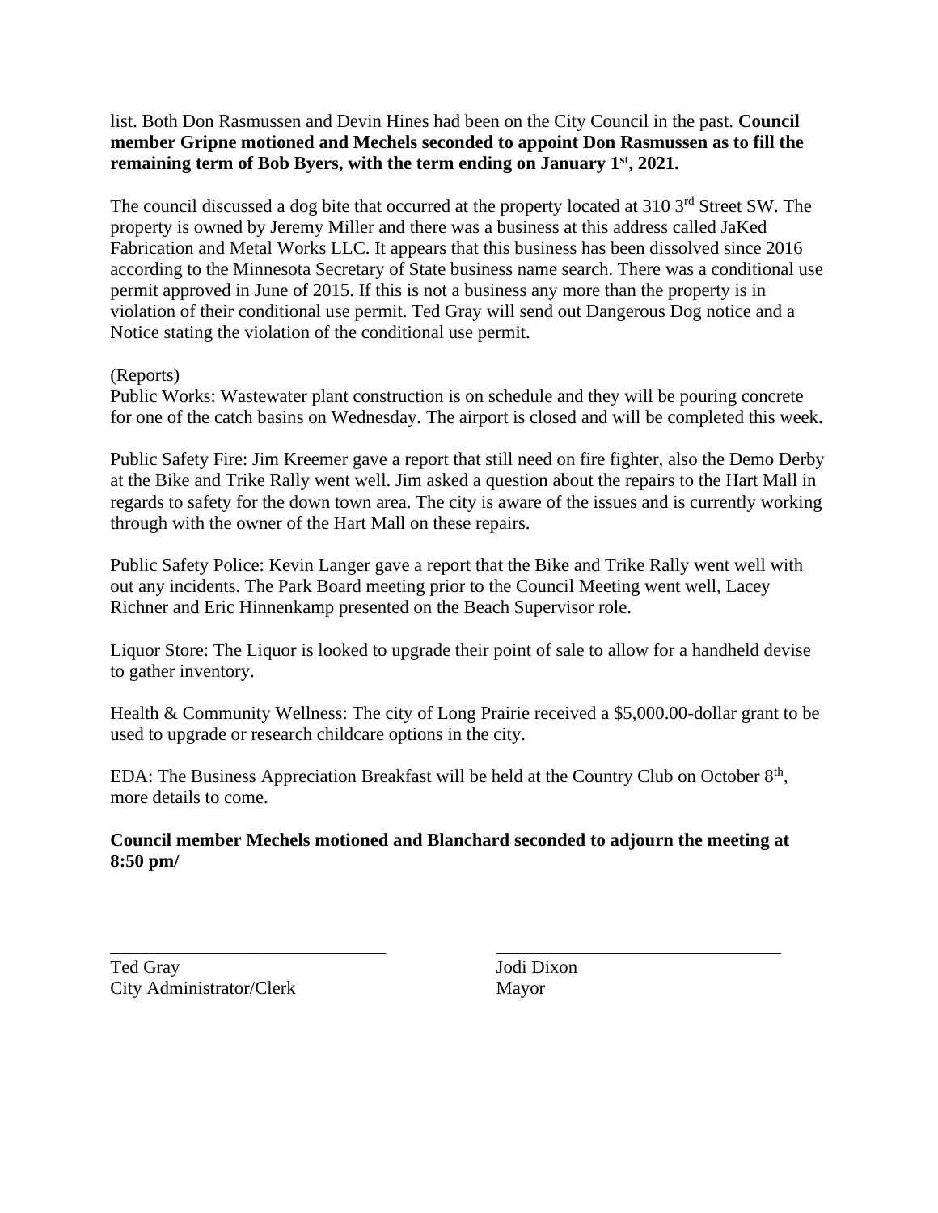list. Both Don Rasmussen and Devin Hines had been on the City Council in the past. **Council member Gripne motioned and Mechels seconded to appoint Don Rasmussen as to fill the remaining term of Bob Byers, with the term ending on January 1st, 2021.**

The council discussed a dog bite that occurred at the property located at 310 3rd Street SW. The property is owned by Jeremy Miller and there was a business at this address called JaKed Fabrication and Metal Works LLC. It appears that this business has been dissolved since 2016 according to the Minnesota Secretary of State business name search. There was a conditional use permit approved in June of 2015. If this is not a business any more than the property is in violation of their conditional use permit. Ted Gray will send out Dangerous Dog notice and a Notice stating the violation of the conditional use permit.

(Reports)

Public Works: Wastewater plant construction is on schedule and they will be pouring concrete for one of the catch basins on Wednesday. The airport is closed and will be completed this week.

Public Safety Fire: Jim Kreemer gave a report that still need on fire fighter, also the Demo Derby at the Bike and Trike Rally went well. Jim asked a question about the repairs to the Hart Mall in regards to safety for the down town area. The city is aware of the issues and is currently working through with the owner of the Hart Mall on these repairs.

Public Safety Police: Kevin Langer gave a report that the Bike and Trike Rally went well with out any incidents. The Park Board meeting prior to the Council Meeting went well, Lacey Richner and Eric Hinnenkamp presented on the Beach Supervisor role.

Liquor Store: The Liquor is looked to upgrade their point of sale to allow for a handheld devise to gather inventory.

Health & Community Wellness: The city of Long Prairie received a $5,000.00-dollar grant to be used to upgrade or research childcare options in the city.

EDA: The Business Appreciation Breakfast will be held at the Country Club on October 8th, more details to come.

**Council member Mechels motioned and Blanchard seconded to adjourn the meeting at 8:50 pm/**

\_\_\_\_\_\_\_\_\_\_\_\_\_\_\_\_\_\_\_\_\_\_\_\_\_\_\_\_\_\_
Ted Gray
City Administrator/Clerk

\_\_\_\_\_\_\_\_\_\_\_\_\_\_\_\_\_\_\_\_\_\_\_\_\_\_\_\_\_\_
Jodi Dixon
Mayor